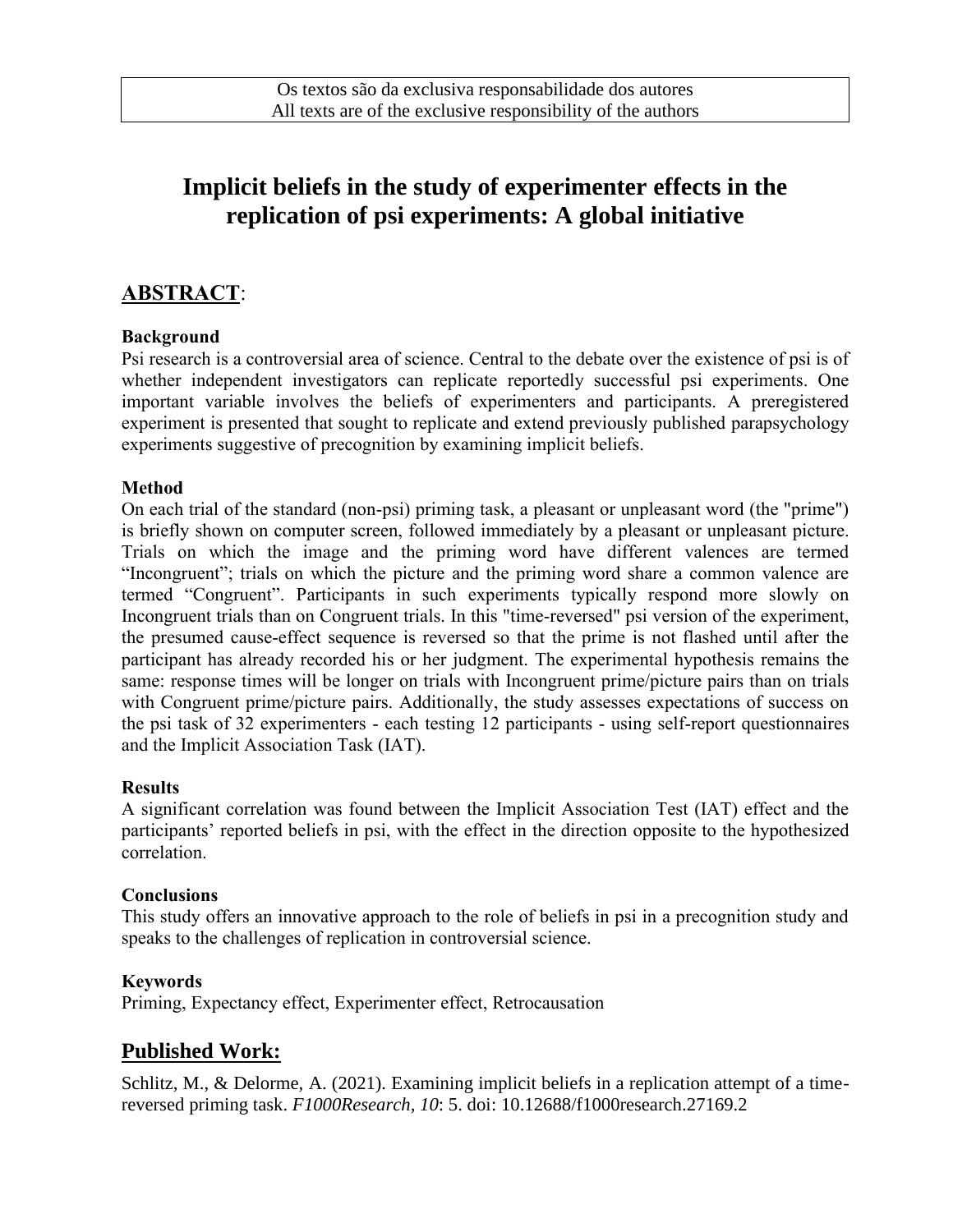Os textos são da exclusiva responsabilidade dos autores
All texts are of the exclusive responsibility of the authors

# Implicit beliefs in the study of experimenter effects in the replication of psi experiments: A global initiative

## ABSTRACT:

### Background

Psi research is a controversial area of science. Central to the debate over the existence of psi is of whether independent investigators can replicate reportedly successful psi experiments. One important variable involves the beliefs of experimenters and participants. A preregistered experiment is presented that sought to replicate and extend previously published parapsychology experiments suggestive of precognition by examining implicit beliefs.

### Method

On each trial of the standard (non-psi) priming task, a pleasant or unpleasant word (the "prime") is briefly shown on computer screen, followed immediately by a pleasant or unpleasant picture. Trials on which the image and the priming word have different valences are termed “Incongruent”; trials on which the picture and the priming word share a common valence are termed “Congruent”. Participants in such experiments typically respond more slowly on Incongruent trials than on Congruent trials. In this "time-reversed" psi version of the experiment, the presumed cause-effect sequence is reversed so that the prime is not flashed until after the participant has already recorded his or her judgment. The experimental hypothesis remains the same: response times will be longer on trials with Incongruent prime/picture pairs than on trials with Congruent prime/picture pairs. Additionally, the study assesses expectations of success on the psi task of 32 experimenters - each testing 12 participants - using self-report questionnaires and the Implicit Association Task (IAT).

### Results

A significant correlation was found between the Implicit Association Test (IAT) effect and the participants’ reported beliefs in psi, with the effect in the direction opposite to the hypothesized correlation.

### Conclusions

This study offers an innovative approach to the role of beliefs in psi in a precognition study and speaks to the challenges of replication in controversial science.

### Keywords

Priming, Expectancy effect, Experimenter effect, Retrocausation

## Published Work:

Schlitz, M., & Delorme, A. (2021). Examining implicit beliefs in a replication attempt of a time-reversed priming task. *F1000Research, 10*: 5. doi: 10.12688/f1000research.27169.2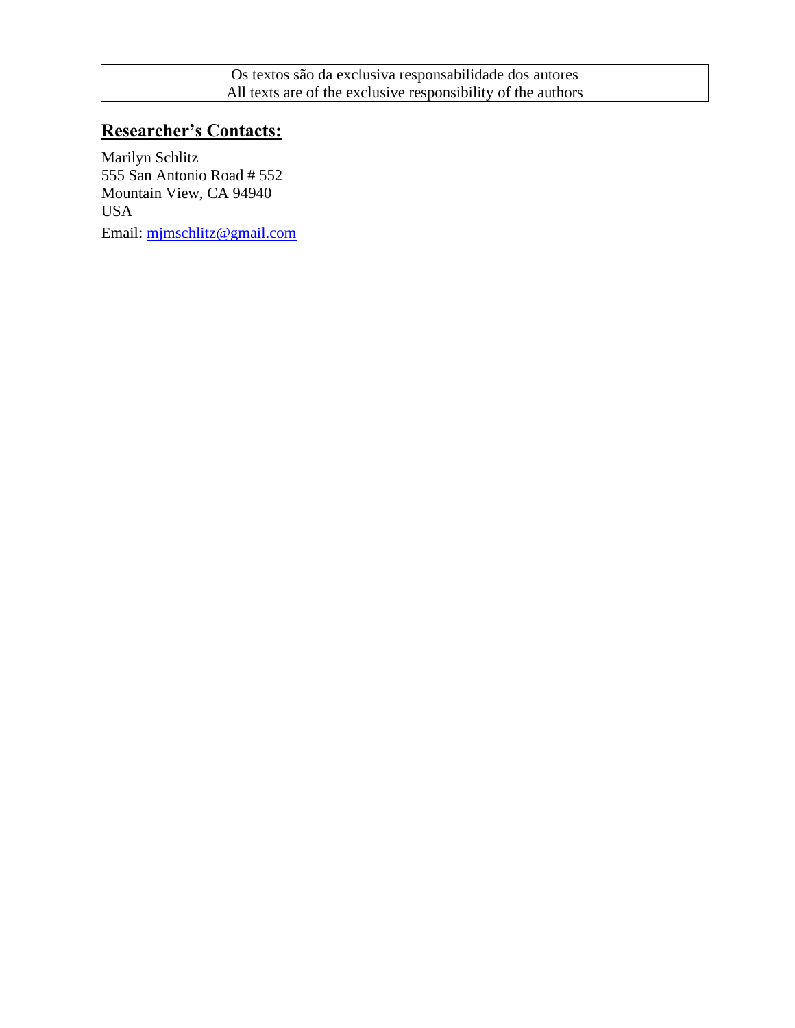| Os textos são da exclusiva responsabilidade dos autores<br>All texts are of the exclusive responsibility of the authors |
|---|

## Researcher's Contacts:

Marilyn Schlitz
555 San Antonio Road # 552
Mountain View, CA 94940
USA

Email: mjmschlitz@gmail.com